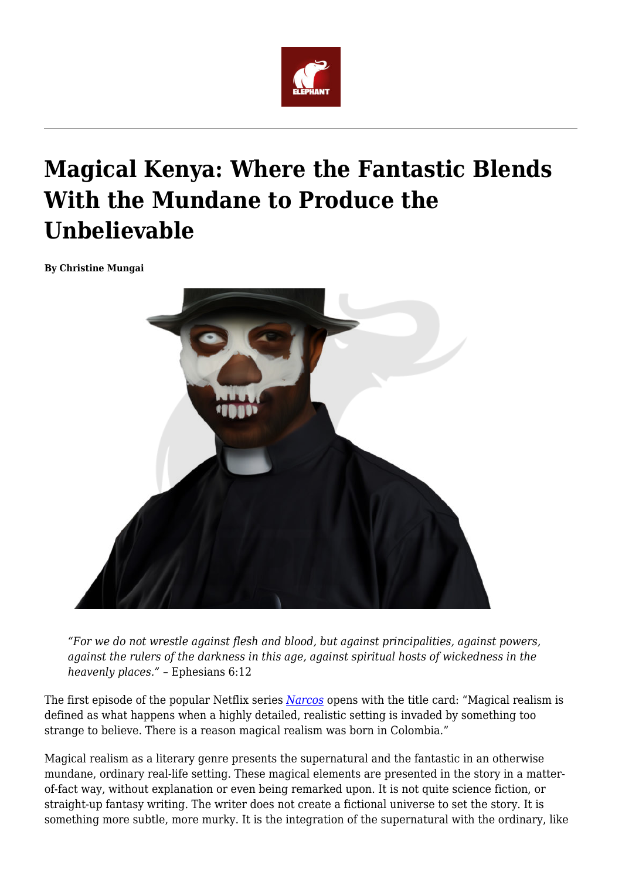# Magical Kenya: Where the Fantastic Blends With the Mundane to Produce the Unbelievable

**By Christine Mungai**

> *"For we do not wrestle against flesh and blood, but against principalities, against powers, against the rulers of the darkness in this age, against spiritual hosts of wickedness in the heavenly places."* – Ephesians 6:12

The first episode of the popular Netflix series *Narcos* opens with the title card: "Magical realism is defined as what happens when a highly detailed, realistic setting is invaded by something too strange to believe. There is a reason magical realism was born in Colombia."

Magical realism as a literary genre presents the supernatural and the fantastic in an otherwise mundane, ordinary real-life setting. These magical elements are presented in the story in a matter-of-fact way, without explanation or even being remarked upon. It is not quite science fiction, or straight-up fantasy writing. The writer does not create a fictional universe to set the story. It is something more subtle, more murky. It is the integration of the supernatural with the ordinary, like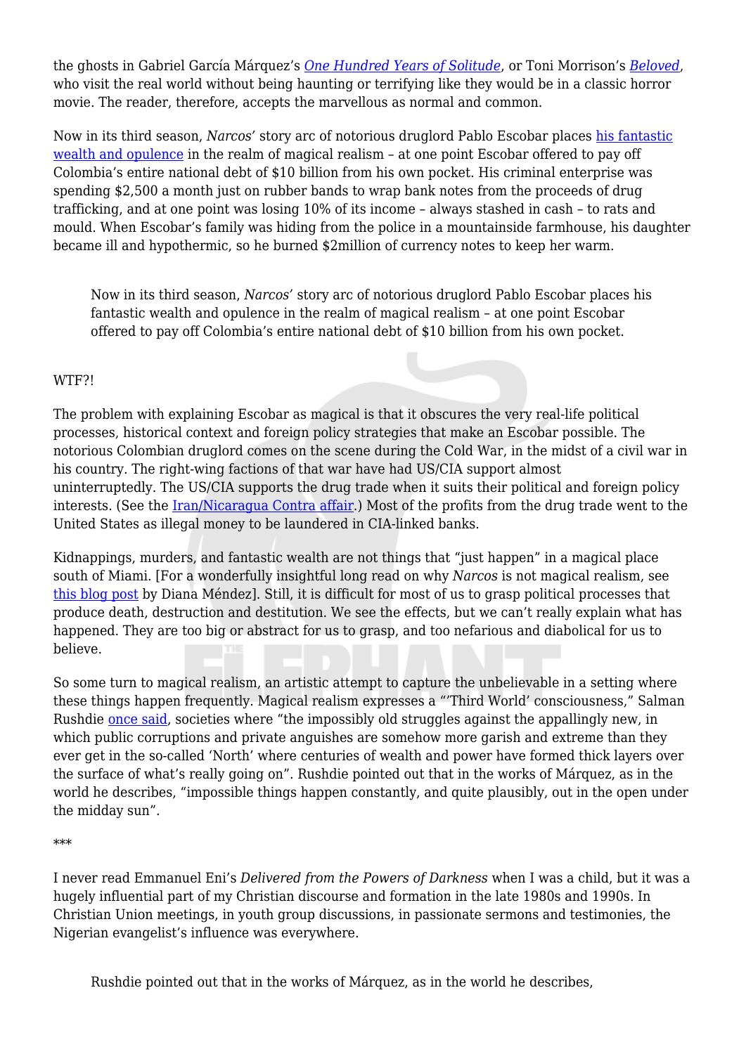the ghosts in Gabriel García Márquez's *One Hundred Years of Solitude*, or Toni Morrison's *Beloved*, who visit the real world without being haunting or terrifying like they would be in a classic horror movie. The reader, therefore, accepts the marvellous as normal and common.

Now in its third season, *Narcos'* story arc of notorious druglord Pablo Escobar places his fantastic wealth and opulence in the realm of magical realism – at one point Escobar offered to pay off Colombia's entire national debt of $10 billion from his own pocket. His criminal enterprise was spending $2,500 a month just on rubber bands to wrap bank notes from the proceeds of drug trafficking, and at one point was losing 10% of its income – always stashed in cash – to rats and mould. When Escobar's family was hiding from the police in a mountainside farmhouse, his daughter became ill and hypothermic, so he burned $2million of currency notes to keep her warm.

> Now in its third season, *Narcos'* story arc of notorious druglord Pablo Escobar places his fantastic wealth and opulence in the realm of magical realism – at one point Escobar offered to pay off Colombia's entire national debt of $10 billion from his own pocket.

WTF?!

The problem with explaining Escobar as magical is that it obscures the very real-life political processes, historical context and foreign policy strategies that make an Escobar possible. The notorious Colombian druglord comes on the scene during the Cold War, in the midst of a civil war in his country. The right-wing factions of that war have had US/CIA support almost uninterruptedly. The US/CIA supports the drug trade when it suits their political and foreign policy interests. (See the Iran/Nicaragua Contra affair.) Most of the profits from the drug trade went to the United States as illegal money to be laundered in CIA-linked banks.

Kidnappings, murders, and fantastic wealth are not things that "just happen" in a magical place south of Miami. [For a wonderfully insightful long read on why *Narcos* is not magical realism, see this blog post by Diana Méndez]. Still, it is difficult for most of us to grasp political processes that produce death, destruction and destitution. We see the effects, but we can't really explain what has happened. They are too big or abstract for us to grasp, and too nefarious and diabolical for us to believe.

So some turn to magical realism, an artistic attempt to capture the unbelievable in a setting where these things happen frequently. Magical realism expresses a "'Third World' consciousness," Salman Rushdie once said, societies where "the impossibly old struggles against the appallingly new, in which public corruptions and private anguishes are somehow more garish and extreme than they ever get in the so-called 'North' where centuries of wealth and power have formed thick layers over the surface of what's really going on". Rushdie pointed out that in the works of Márquez, as in the world he describes, "impossible things happen constantly, and quite plausibly, out in the open under the midday sun".

***

I never read Emmanuel Eni's *Delivered from the Powers of Darkness* when I was a child, but it was a hugely influential part of my Christian discourse and formation in the late 1980s and 1990s. In Christian Union meetings, in youth group discussions, in passionate sermons and testimonies, the Nigerian evangelist's influence was everywhere.

> Rushdie pointed out that in the works of Márquez, as in the world he describes,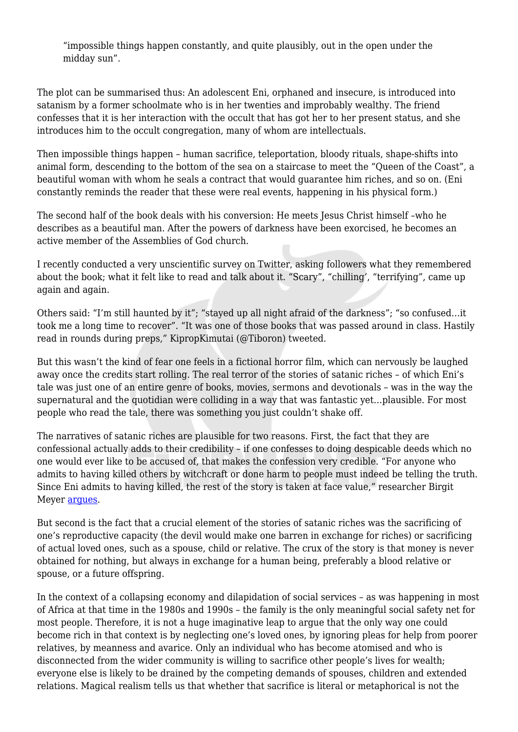> "impossible things happen constantly, and quite plausibly, out in the open under the midday sun".

The plot can be summarised thus: An adolescent Eni, orphaned and insecure, is introduced into satanism by a former schoolmate who is in her twenties and improbably wealthy. The friend confesses that it is her interaction with the occult that has got her to her present status, and she introduces him to the occult congregation, many of whom are intellectuals.

Then impossible things happen – human sacrifice, teleportation, bloody rituals, shape-shifts into animal form, descending to the bottom of the sea on a staircase to meet the "Queen of the Coast", a beautiful woman with whom he seals a contract that would guarantee him riches, and so on. (Eni constantly reminds the reader that these were real events, happening in his physical form.)

The second half of the book deals with his conversion: He meets Jesus Christ himself –who he describes as a beautiful man. After the powers of darkness have been exorcised, he becomes an active member of the Assemblies of God church.

I recently conducted a very unscientific survey on Twitter, asking followers what they remembered about the book; what it felt like to read and talk about it. "Scary", "chilling', "terrifying", came up again and again.

Others said: "I'm still haunted by it"; "stayed up all night afraid of the darkness"; "so confused…it took me a long time to recover". "It was one of those books that was passed around in class. Hastily read in rounds during preps," KipropKimutai (@Tiboron) tweeted.

But this wasn't the kind of fear one feels in a fictional horror film, which can nervously be laughed away once the credits start rolling. The real terror of the stories of satanic riches – of which Eni's tale was just one of an entire genre of books, movies, sermons and devotionals – was in the way the supernatural and the quotidian were colliding in a way that was fantastic yet…plausible. For most people who read the tale, there was something you just couldn't shake off.

The narratives of satanic riches are plausible for two reasons. First, the fact that they are confessional actually adds to their credibility – if one confesses to doing despicable deeds which no one would ever like to be accused of, that makes the confession very credible. "For anyone who admits to having killed others by witchcraft or done harm to people must indeed be telling the truth. Since Eni admits to having killed, the rest of the story is taken at face value," researcher Birgit Meyer argues.

But second is the fact that a crucial element of the stories of satanic riches was the sacrificing of one's reproductive capacity (the devil would make one barren in exchange for riches) or sacrificing of actual loved ones, such as a spouse, child or relative. The crux of the story is that money is never obtained for nothing, but always in exchange for a human being, preferably a blood relative or spouse, or a future offspring.

In the context of a collapsing economy and dilapidation of social services – as was happening in most of Africa at that time in the 1980s and 1990s – the family is the only meaningful social safety net for most people. Therefore, it is not a huge imaginative leap to argue that the only way one could become rich in that context is by neglecting one's loved ones, by ignoring pleas for help from poorer relatives, by meanness and avarice. Only an individual who has become atomised and who is disconnected from the wider community is willing to sacrifice other people's lives for wealth; everyone else is likely to be drained by the competing demands of spouses, children and extended relations. Magical realism tells us that whether that sacrifice is literal or metaphorical is not the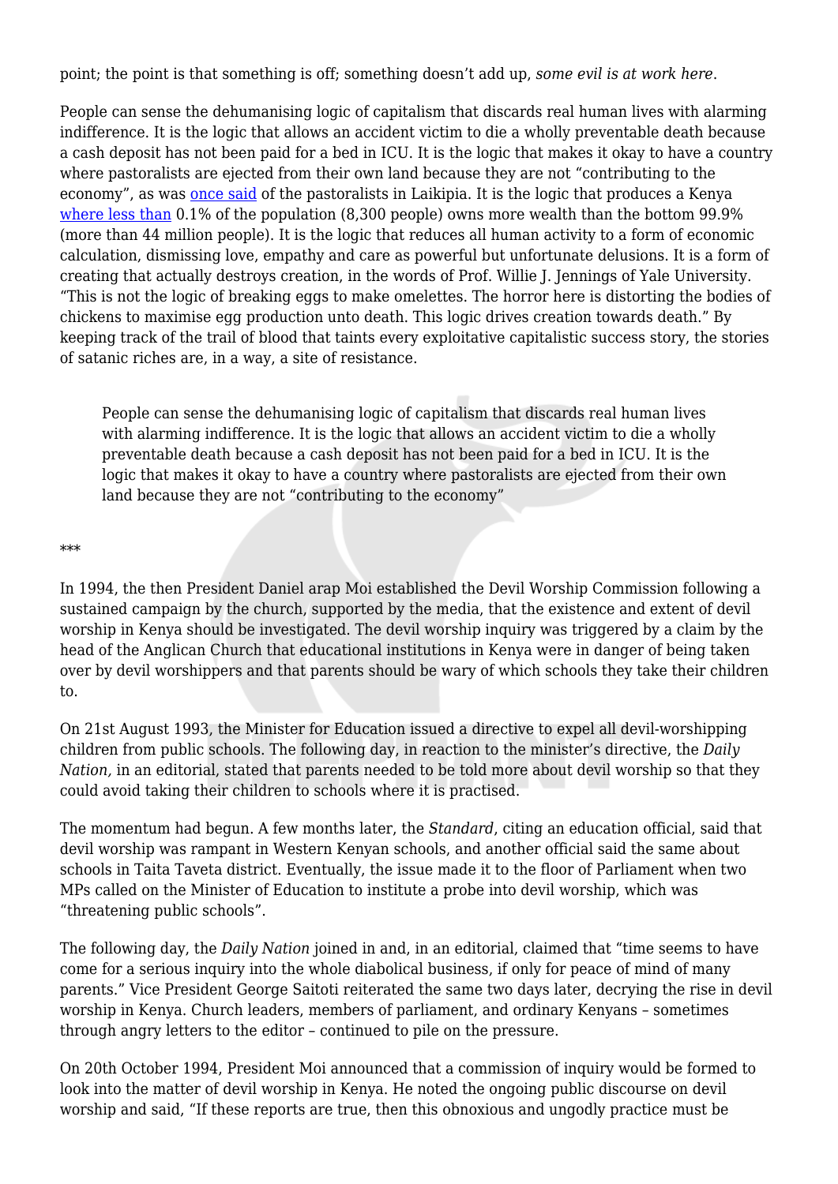point; the point is that something is off; something doesn't add up, *some evil is at work here*.

People can sense the dehumanising logic of capitalism that discards real human lives with alarming indifference. It is the logic that allows an accident victim to die a wholly preventable death because a cash deposit has not been paid for a bed in ICU. It is the logic that makes it okay to have a country where pastoralists are ejected from their own land because they are not "contributing to the economy", as was once said of the pastoralists in Laikipia. It is the logic that produces a Kenya where less than 0.1% of the population (8,300 people) owns more wealth than the bottom 99.9% (more than 44 million people). It is the logic that reduces all human activity to a form of economic calculation, dismissing love, empathy and care as powerful but unfortunate delusions. It is a form of creating that actually destroys creation, in the words of Prof. Willie J. Jennings of Yale University. "This is not the logic of breaking eggs to make omelettes. The horror here is distorting the bodies of chickens to maximise egg production unto death. This logic drives creation towards death." By keeping track of the trail of blood that taints every exploitative capitalistic success story, the stories of satanic riches are, in a way, a site of resistance.

> People can sense the dehumanising logic of capitalism that discards real human lives with alarming indifference. It is the logic that allows an accident victim to die a wholly preventable death because a cash deposit has not been paid for a bed in ICU. It is the logic that makes it okay to have a country where pastoralists are ejected from their own land because they are not "contributing to the economy"

***

In 1994, the then President Daniel arap Moi established the Devil Worship Commission following a sustained campaign by the church, supported by the media, that the existence and extent of devil worship in Kenya should be investigated. The devil worship inquiry was triggered by a claim by the head of the Anglican Church that educational institutions in Kenya were in danger of being taken over by devil worshippers and that parents should be wary of which schools they take their children to.

On 21st August 1993, the Minister for Education issued a directive to expel all devil-worshipping children from public schools. The following day, in reaction to the minister's directive, the *Daily Nation,* in an editorial, stated that parents needed to be told more about devil worship so that they could avoid taking their children to schools where it is practised.

The momentum had begun. A few months later, the *Standard*, citing an education official, said that devil worship was rampant in Western Kenyan schools, and another official said the same about schools in Taita Taveta district. Eventually, the issue made it to the floor of Parliament when two MPs called on the Minister of Education to institute a probe into devil worship, which was "threatening public schools".

The following day, the *Daily Nation* joined in and, in an editorial, claimed that "time seems to have come for a serious inquiry into the whole diabolical business, if only for peace of mind of many parents." Vice President George Saitoti reiterated the same two days later, decrying the rise in devil worship in Kenya. Church leaders, members of parliament, and ordinary Kenyans – sometimes through angry letters to the editor – continued to pile on the pressure.

On 20th October 1994, President Moi announced that a commission of inquiry would be formed to look into the matter of devil worship in Kenya. He noted the ongoing public discourse on devil worship and said, "If these reports are true, then this obnoxious and ungodly practice must be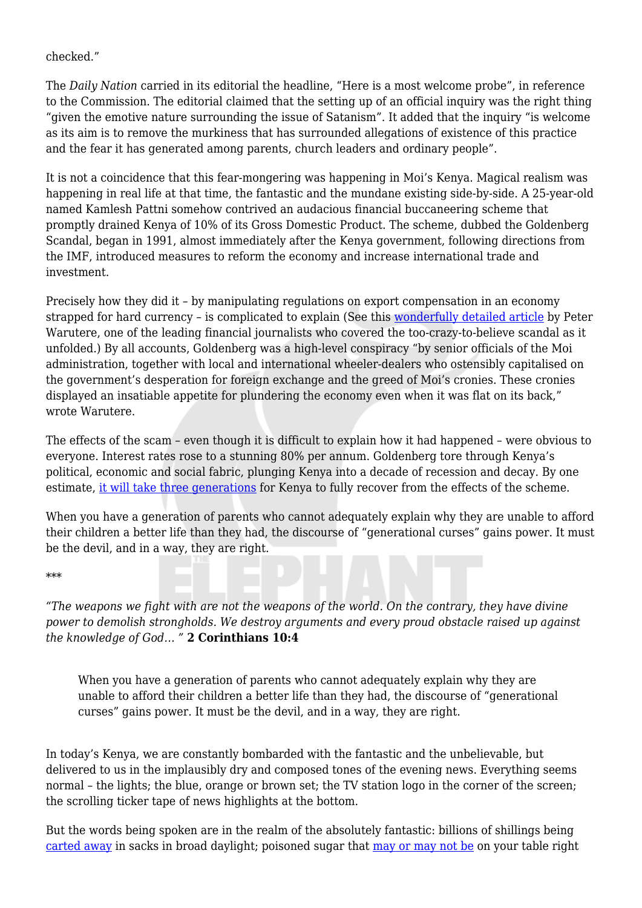checked."

The *Daily Nation* carried in its editorial the headline, "Here is a most welcome probe", in reference to the Commission. The editorial claimed that the setting up of an official inquiry was the right thing "given the emotive nature surrounding the issue of Satanism". It added that the inquiry "is welcome as its aim is to remove the murkiness that has surrounded allegations of existence of this practice and the fear it has generated among parents, church leaders and ordinary people".

It is not a coincidence that this fear-mongering was happening in Moi's Kenya. Magical realism was happening in real life at that time, the fantastic and the mundane existing side-by-side. A 25-year-old named Kamlesh Pattni somehow contrived an audacious financial buccaneering scheme that promptly drained Kenya of 10% of its Gross Domestic Product. The scheme, dubbed the Goldenberg Scandal, began in 1991, almost immediately after the Kenya government, following directions from the IMF, introduced measures to reform the economy and increase international trade and investment.

Precisely how they did it – by manipulating regulations on export compensation in an economy strapped for hard currency – is complicated to explain (See this wonderfully detailed article by Peter Warutere, one of the leading financial journalists who covered the too-crazy-to-believe scandal as it unfolded.) By all accounts, Goldenberg was a high-level conspiracy "by senior officials of the Moi administration, together with local and international wheeler-dealers who ostensibly capitalised on the government's desperation for foreign exchange and the greed of Moi's cronies. These cronies displayed an insatiable appetite for plundering the economy even when it was flat on its back," wrote Warutere.

The effects of the scam – even though it is difficult to explain how it had happened – were obvious to everyone. Interest rates rose to a stunning 80% per annum. Goldenberg tore through Kenya's political, economic and social fabric, plunging Kenya into a decade of recession and decay. By one estimate, it will take three generations for Kenya to fully recover from the effects of the scheme.

When you have a generation of parents who cannot adequately explain why they are unable to afford their children a better life than they had, the discourse of "generational curses" gains power. It must be the devil, and in a way, they are right.

***

*"The weapons we fight with are not the weapons of the world. On the contrary, they have divine power to demolish strongholds. We destroy arguments and every proud obstacle raised up against the knowledge of God… "* **2 Corinthians 10:4**

> When you have a generation of parents who cannot adequately explain why they are unable to afford their children a better life than they had, the discourse of "generational curses" gains power. It must be the devil, and in a way, they are right.

In today's Kenya, we are constantly bombarded with the fantastic and the unbelievable, but delivered to us in the implausibly dry and composed tones of the evening news. Everything seems normal – the lights; the blue, orange or brown set; the TV station logo in the corner of the screen; the scrolling ticker tape of news highlights at the bottom.

But the words being spoken are in the realm of the absolutely fantastic: billions of shillings being carted away in sacks in broad daylight; poisoned sugar that may or may not be on your table right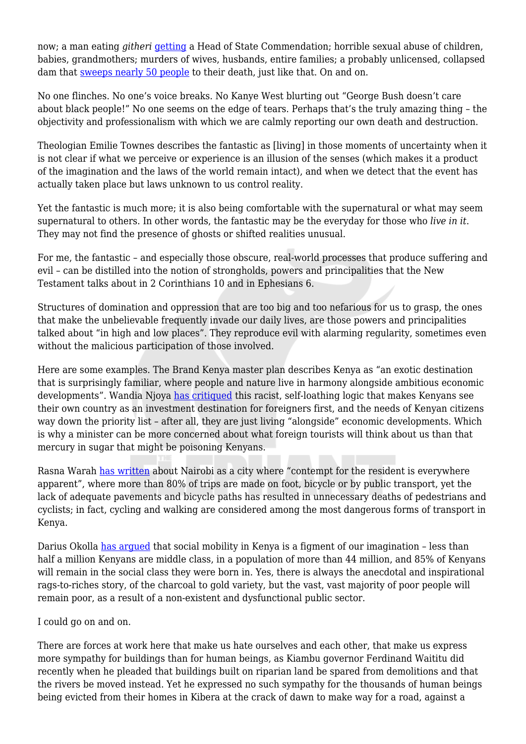now; a man eating *githeri* getting a Head of State Commendation; horrible sexual abuse of children, babies, grandmothers; murders of wives, husbands, entire families; a probably unlicensed, collapsed dam that sweeps nearly 50 people to their death, just like that. On and on.

No one flinches. No one's voice breaks. No Kanye West blurting out "George Bush doesn't care about black people!" No one seems on the edge of tears. Perhaps that's the truly amazing thing – the objectivity and professionalism with which we are calmly reporting our own death and destruction.

Theologian Emilie Townes describes the fantastic as [living] in those moments of uncertainty when it is not clear if what we perceive or experience is an illusion of the senses (which makes it a product of the imagination and the laws of the world remain intact), and when we detect that the event has actually taken place but laws unknown to us control reality.

Yet the fantastic is much more; it is also being comfortable with the supernatural or what may seem supernatural to others. In other words, the fantastic may be the everyday for those who *live in it*. They may not find the presence of ghosts or shifted realities unusual.

For me, the fantastic – and especially those obscure, real-world processes that produce suffering and evil – can be distilled into the notion of strongholds, powers and principalities that the New Testament talks about in 2 Corinthians 10 and in Ephesians 6.

Structures of domination and oppression that are too big and too nefarious for us to grasp, the ones that make the unbelievable frequently invade our daily lives, are those powers and principalities talked about "in high and low places". They reproduce evil with alarming regularity, sometimes even without the malicious participation of those involved.

Here are some examples. The Brand Kenya master plan describes Kenya as "an exotic destination that is surprisingly familiar, where people and nature live in harmony alongside ambitious economic developments". Wandia Njoya has critiqued this racist, self-loathing logic that makes Kenyans see their own country as an investment destination for foreigners first, and the needs of Kenyan citizens way down the priority list – after all, they are just living "alongside" economic developments. Which is why a minister can be more concerned about what foreign tourists will think about us than that mercury in sugar that might be poisoning Kenyans.

Rasna Warah has written about Nairobi as a city where "contempt for the resident is everywhere apparent", where more than 80% of trips are made on foot, bicycle or by public transport, yet the lack of adequate pavements and bicycle paths has resulted in unnecessary deaths of pedestrians and cyclists; in fact, cycling and walking are considered among the most dangerous forms of transport in Kenya.

Darius Okolla has argued that social mobility in Kenya is a figment of our imagination – less than half a million Kenyans are middle class, in a population of more than 44 million, and 85% of Kenyans will remain in the social class they were born in. Yes, there is always the anecdotal and inspirational rags-to-riches story, of the charcoal to gold variety, but the vast, vast majority of poor people will remain poor, as a result of a non-existent and dysfunctional public sector.

I could go on and on.

There are forces at work here that make us hate ourselves and each other, that make us express more sympathy for buildings than for human beings, as Kiambu governor Ferdinand Waititu did recently when he pleaded that buildings built on riparian land be spared from demolitions and that the rivers be moved instead. Yet he expressed no such sympathy for the thousands of human beings being evicted from their homes in Kibera at the crack of dawn to make way for a road, against a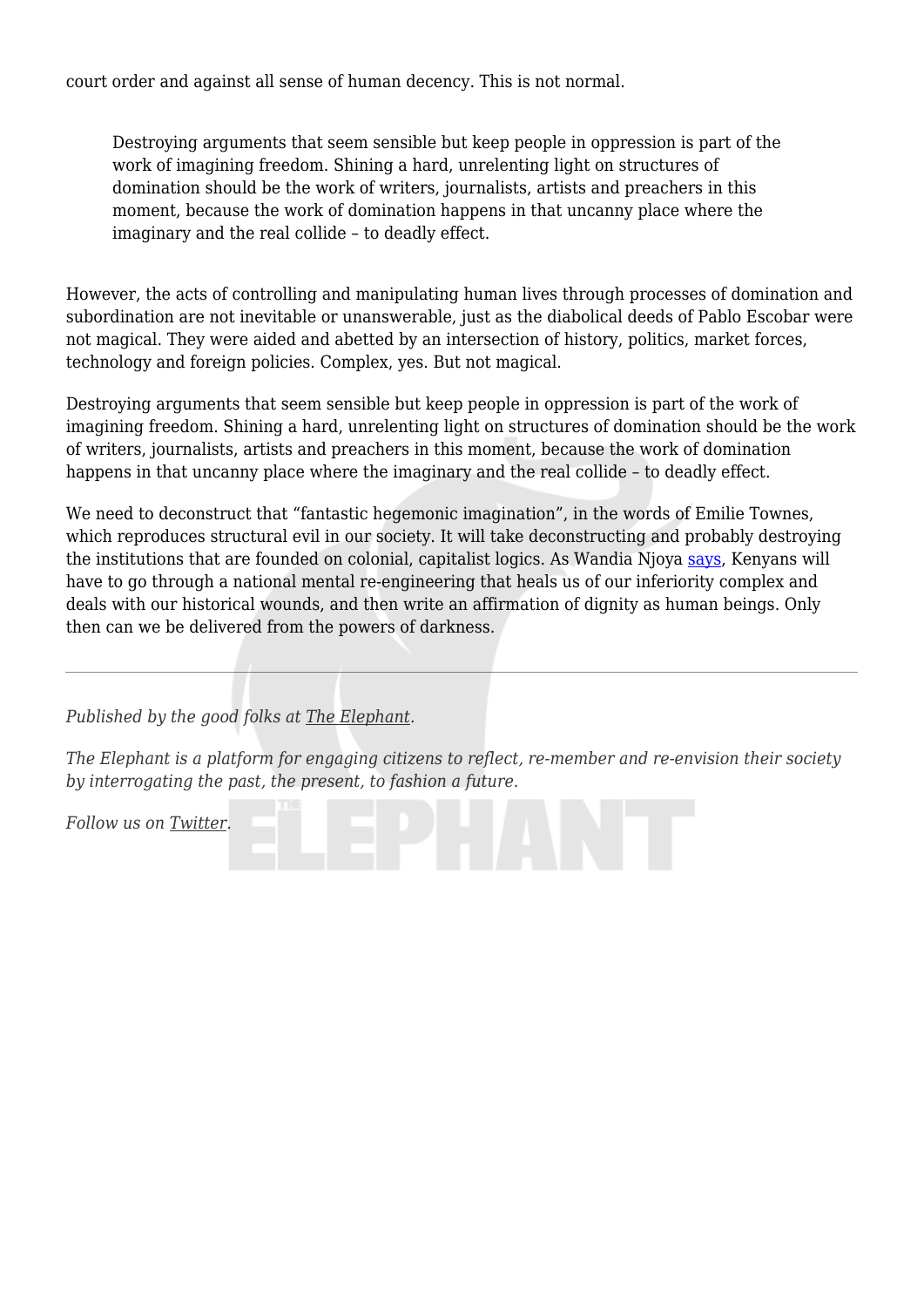court order and against all sense of human decency. This is not normal.

> Destroying arguments that seem sensible but keep people in oppression is part of the work of imagining freedom. Shining a hard, unrelenting light on structures of domination should be the work of writers, journalists, artists and preachers in this moment, because the work of domination happens in that uncanny place where the imaginary and the real collide – to deadly effect.

However, the acts of controlling and manipulating human lives through processes of domination and subordination are not inevitable or unanswerable, just as the diabolical deeds of Pablo Escobar were not magical. They were aided and abetted by an intersection of history, politics, market forces, technology and foreign policies. Complex, yes. But not magical.

Destroying arguments that seem sensible but keep people in oppression is part of the work of imagining freedom. Shining a hard, unrelenting light on structures of domination should be the work of writers, journalists, artists and preachers in this moment, because the work of domination happens in that uncanny place where the imaginary and the real collide – to deadly effect.

We need to deconstruct that "fantastic hegemonic imagination", in the words of Emilie Townes, which reproduces structural evil in our society. It will take deconstructing and probably destroying the institutions that are founded on colonial, capitalist logics. As Wandia Njoya says, Kenyans will have to go through a national mental re-engineering that heals us of our inferiority complex and deals with our historical wounds, and then write an affirmation of dignity as human beings. Only then can we be delivered from the powers of darkness.

---

*Published by the good folks at The Elephant.*

*The Elephant is a platform for engaging citizens to reflect, re-member and re-envision their society by interrogating the past, the present, to fashion a future.*

*Follow us on Twitter.*